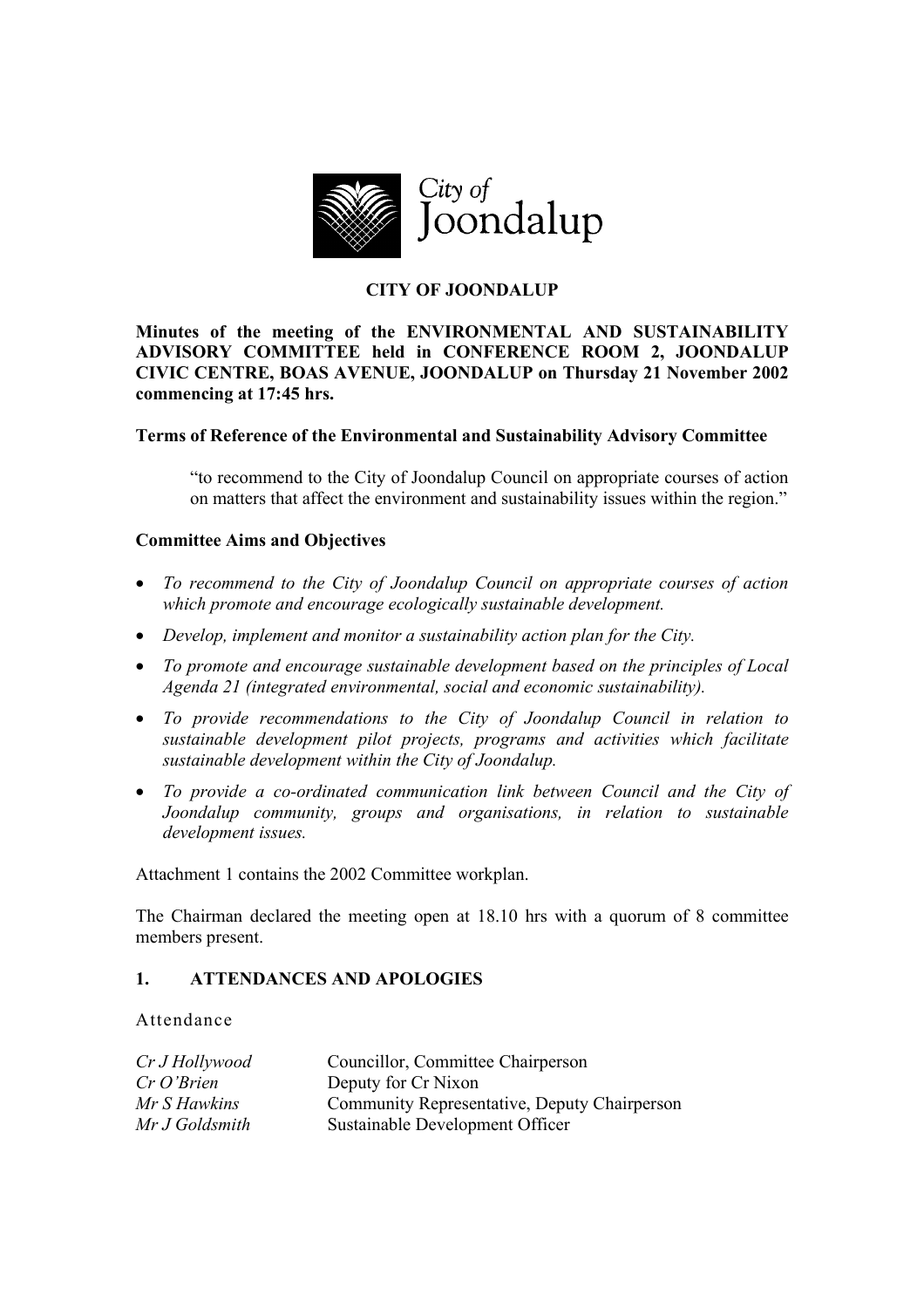# CITY OF JOONDALUP

**Minutes of the meeting of the ENVIRONMENTAL AND SUSTAINABILITY ADVISORY COMMITTEE held in CONFERENCE ROOM 2, JOONDALUP CIVIC CENTRE, BOAS AVENUE, JOONDALUP on Thursday 21 November 2002 commencing at 17:45 hrs.**

**Terms of Reference of the Environmental and Sustainability Advisory Committee**

> "to recommend to the City of Joondalup Council on appropriate courses of action on matters that affect the environment and sustainability issues within the region."

**Committee Aims and Objectives**

- *To recommend to the City of Joondalup Council on appropriate courses of action which promote and encourage ecologically sustainable development.*
- *Develop, implement and monitor a sustainability action plan for the City.*
- *To promote and encourage sustainable development based on the principles of Local Agenda 21 (integrated environmental, social and economic sustainability).*
- *To provide recommendations to the City of Joondalup Council in relation to sustainable development pilot projects, programs and activities which facilitate sustainable development within the City of Joondalup.*
- *To provide a co-ordinated communication link between Council and the City of Joondalup community, groups and organisations, in relation to sustainable development issues.*

Attachment 1 contains the 2002 Committee workplan.

The Chairman declared the meeting open at 18.10 hrs with a quorum of 8 committee members present.

## 1. ATTENDANCES AND APOLOGIES

Attendance

| | |
|---|---|
| *Cr J Hollywood* | Councillor, Committee Chairperson |
| *Cr O'Brien* | Deputy for Cr Nixon |
| *Mr S Hawkins* | Community Representative, Deputy Chairperson |
| *Mr J Goldsmith* | Sustainable Development Officer |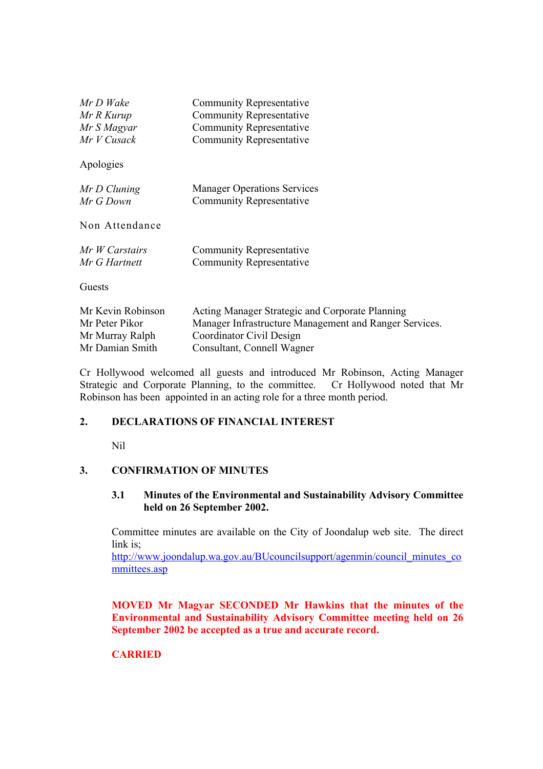| | |
|---|---|
| *Mr D Wake* | Community Representative |
| *Mr R Kurup* | Community Representative |
| *Mr S Magyar* | Community Representative |
| *Mr V Cusack* | Community Representative |

Apologies

| | |
|---|---|
| *Mr D Cluning* | Manager Operations Services |
| *Mr G Down* | Community Representative |

Non Attendance

| | |
|---|---|
| *Mr W Carstairs* | Community Representative |
| *Mr G Hartnett* | Community Representative |

Guests

| | |
|---|---|
| Mr Kevin Robinson | Acting Manager Strategic and Corporate Planning |
| Mr Peter Pikor | Manager Infrastructure Management and Ranger Services. |
| Mr Murray Ralph | Coordinator Civil Design |
| Mr Damian Smith | Consultant, Connell Wagner |

Cr Hollywood welcomed all guests and introduced Mr Robinson, Acting Manager Strategic and Corporate Planning, to the committee. Cr Hollywood noted that Mr Robinson has been appointed in an acting role for a three month period.

## 2. DECLARATIONS OF FINANCIAL INTEREST

Nil

## 3. CONFIRMATION OF MINUTES

### 3.1 Minutes of the Environmental and Sustainability Advisory Committee held on 26 September 2002.

Committee minutes are available on the City of Joondalup web site. The direct link is;
http://www.joondalup.wa.gov.au/BUcouncilsupport/agenmin/council_minutes_committees.asp

**MOVED Mr Magyar SECONDED Mr Hawkins that the minutes of the Environmental and Sustainability Advisory Committee meeting held on 26 September 2002 be accepted as a true and accurate record.**

**CARRIED**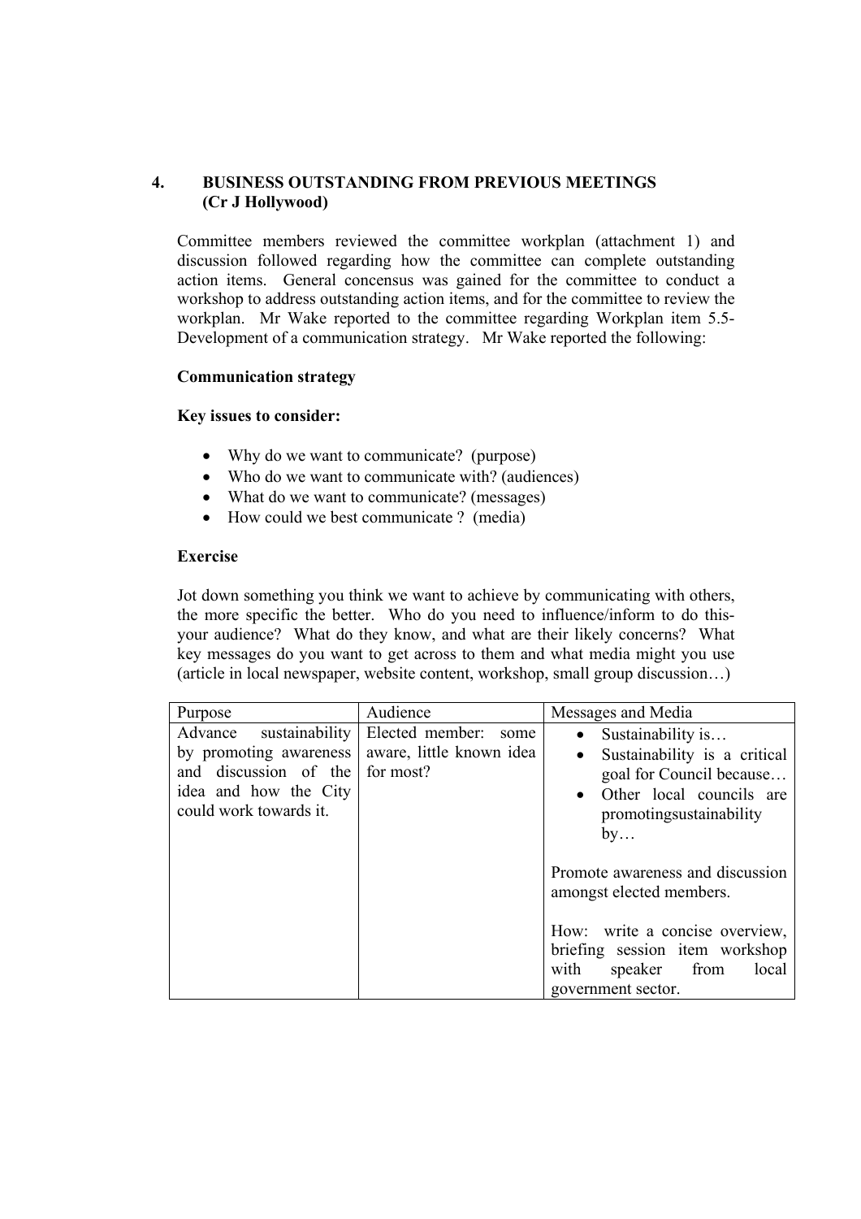## 4. BUSINESS OUTSTANDING FROM PREVIOUS MEETINGS (Cr J Hollywood)

Committee members reviewed the committee workplan (attachment 1) and discussion followed regarding how the committee can complete outstanding action items. General concensus was gained for the committee to conduct a workshop to address outstanding action items, and for the committee to review the workplan. Mr Wake reported to the committee regarding Workplan item 5.5- Development of a communication strategy. Mr Wake reported the following:

**Communication strategy**

**Key issues to consider:**

- Why do we want to communicate? (purpose)
- Who do we want to communicate with? (audiences)
- What do we want to communicate? (messages)
- How could we best communicate ? (media)

**Exercise**

Jot down something you think we want to achieve by communicating with others, the more specific the better. Who do you need to influence/inform to do this- your audience? What do they know, and what are their likely concerns? What key messages do you want to get across to them and what media might you use (article in local newspaper, website content, workshop, small group discussion…)

| Purpose | Audience | Messages and Media |
|---|---|---|
| Advance sustainability by promoting awareness and discussion of the idea and how the City could work towards it. | Elected member: some aware, little known idea for most? | • Sustainability is… <br> • Sustainability is a critical goal for Council because… <br> • Other local councils are promotingsustainability by… <br><br> Promote awareness and discussion amongst elected members. <br><br> How: write a concise overview, briefing session item workshop with speaker from local government sector. |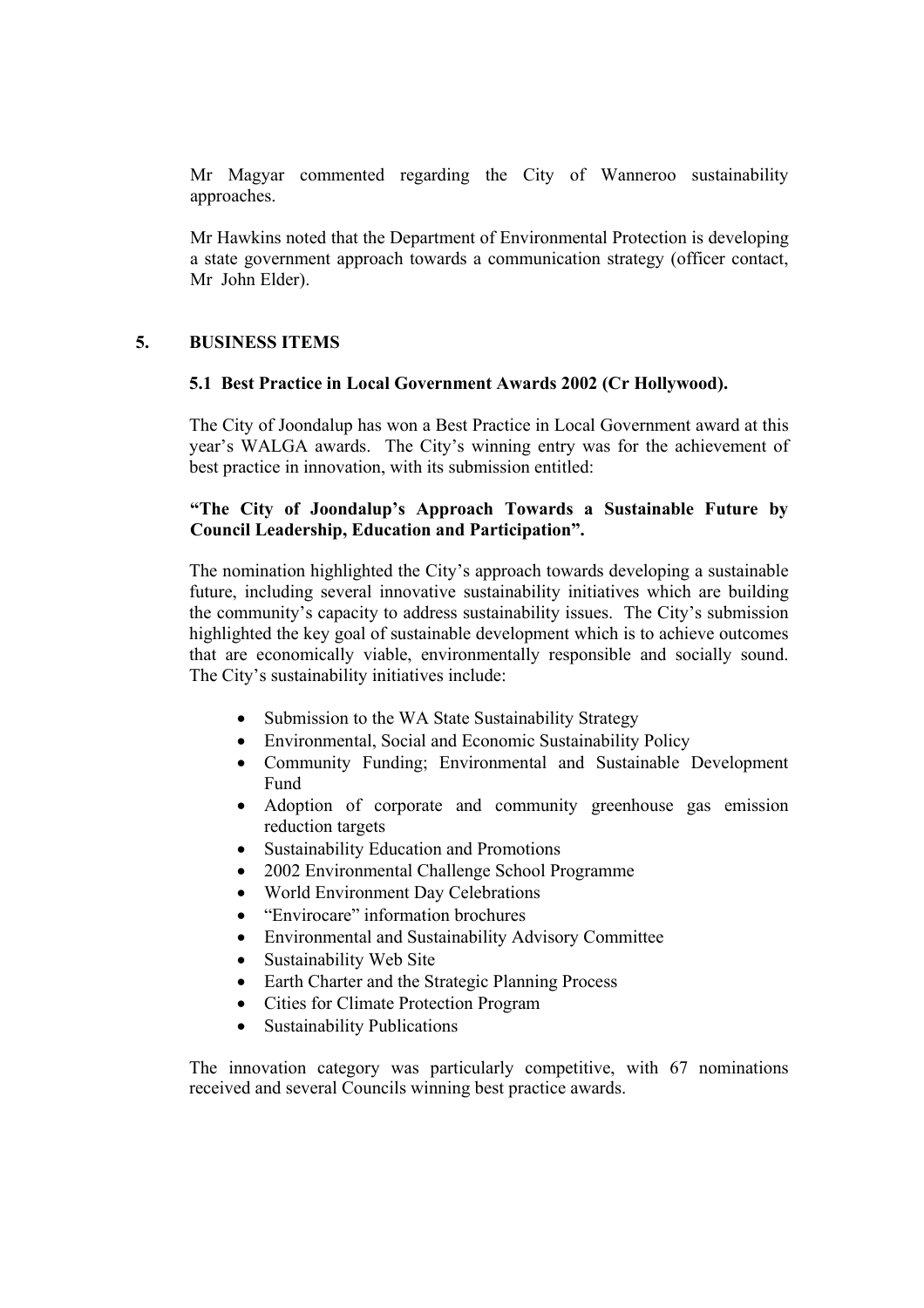Mr Magyar commented regarding the City of Wanneroo sustainability approaches.

Mr Hawkins noted that the Department of Environmental Protection is developing a state government approach towards a communication strategy (officer contact, Mr John Elder).

## 5. BUSINESS ITEMS

### 5.1 Best Practice in Local Government Awards 2002 (Cr Hollywood).

The City of Joondalup has won a Best Practice in Local Government award at this year's WALGA awards. The City's winning entry was for the achievement of best practice in innovation, with its submission entitled:

**"The City of Joondalup's Approach Towards a Sustainable Future by Council Leadership, Education and Participation".**

The nomination highlighted the City's approach towards developing a sustainable future, including several innovative sustainability initiatives which are building the community's capacity to address sustainability issues. The City's submission highlighted the key goal of sustainable development which is to achieve outcomes that are economically viable, environmentally responsible and socially sound. The City's sustainability initiatives include:

- Submission to the WA State Sustainability Strategy
- Environmental, Social and Economic Sustainability Policy
- Community Funding; Environmental and Sustainable Development Fund
- Adoption of corporate and community greenhouse gas emission reduction targets
- Sustainability Education and Promotions
- 2002 Environmental Challenge School Programme
- World Environment Day Celebrations
- "Envirocare" information brochures
- Environmental and Sustainability Advisory Committee
- Sustainability Web Site
- Earth Charter and the Strategic Planning Process
- Cities for Climate Protection Program
- Sustainability Publications

The innovation category was particularly competitive, with 67 nominations received and several Councils winning best practice awards.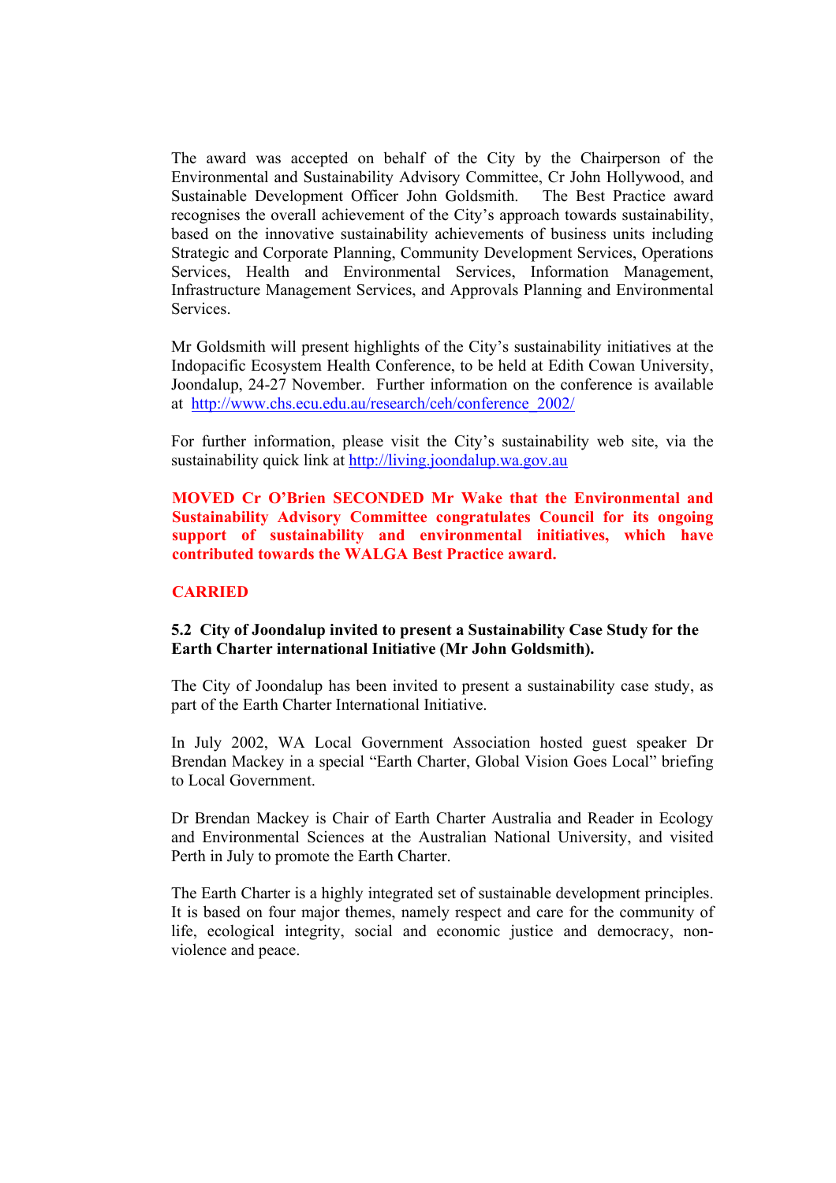The award was accepted on behalf of the City by the Chairperson of the Environmental and Sustainability Advisory Committee, Cr John Hollywood, and Sustainable Development Officer John Goldsmith. The Best Practice award recognises the overall achievement of the City's approach towards sustainability, based on the innovative sustainability achievements of business units including Strategic and Corporate Planning, Community Development Services, Operations Services, Health and Environmental Services, Information Management, Infrastructure Management Services, and Approvals Planning and Environmental Services.

Mr Goldsmith will present highlights of the City's sustainability initiatives at the Indopacific Ecosystem Health Conference, to be held at Edith Cowan University, Joondalup, 24-27 November. Further information on the conference is available at http://www.chs.ecu.edu.au/research/ceh/conference_2002/

For further information, please visit the City's sustainability web site, via the sustainability quick link at http://living.joondalup.wa.gov.au

**MOVED Cr O'Brien SECONDED Mr Wake that the Environmental and Sustainability Advisory Committee congratulates Council for its ongoing support of sustainability and environmental initiatives, which have contributed towards the WALGA Best Practice award.**

**CARRIED**

**5.2 City of Joondalup invited to present a Sustainability Case Study for the Earth Charter international Initiative (Mr John Goldsmith).**

The City of Joondalup has been invited to present a sustainability case study, as part of the Earth Charter International Initiative.

In July 2002, WA Local Government Association hosted guest speaker Dr Brendan Mackey in a special "Earth Charter, Global Vision Goes Local" briefing to Local Government.

Dr Brendan Mackey is Chair of Earth Charter Australia and Reader in Ecology and Environmental Sciences at the Australian National University, and visited Perth in July to promote the Earth Charter.

The Earth Charter is a highly integrated set of sustainable development principles. It is based on four major themes, namely respect and care for the community of life, ecological integrity, social and economic justice and democracy, non-violence and peace.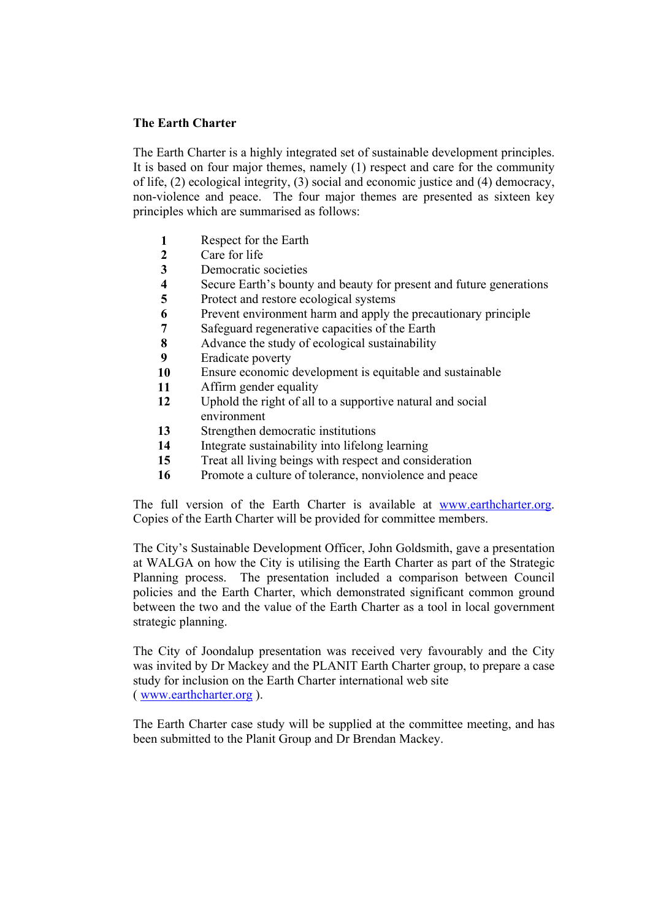**The Earth Charter**

The Earth Charter is a highly integrated set of sustainable development principles. It is based on four major themes, namely (1) respect and care for the community of life, (2) ecological integrity, (3) social and economic justice and (4) democracy, non-violence and peace. The four major themes are presented as sixteen key principles which are summarised as follows:

1. Respect for the Earth
2. Care for life
3. Democratic societies
4. Secure Earth's bounty and beauty for present and future generations
5. Protect and restore ecological systems
6. Prevent environment harm and apply the precautionary principle
7. Safeguard regenerative capacities of the Earth
8. Advance the study of ecological sustainability
9. Eradicate poverty
10. Ensure economic development is equitable and sustainable
11. Affirm gender equality
12. Uphold the right of all to a supportive natural and social environment
13. Strengthen democratic institutions
14. Integrate sustainability into lifelong learning
15. Treat all living beings with respect and consideration
16. Promote a culture of tolerance, nonviolence and peace

The full version of the Earth Charter is available at [www.earthcharter.org](http://www.earthcharter.org). Copies of the Earth Charter will be provided for committee members.

The City's Sustainable Development Officer, John Goldsmith, gave a presentation at WALGA on how the City is utilising the Earth Charter as part of the Strategic Planning process. The presentation included a comparison between Council policies and the Earth Charter, which demonstrated significant common ground between the two and the value of the Earth Charter as a tool in local government strategic planning.

The City of Joondalup presentation was received very favourably and the City was invited by Dr Mackey and the PLANIT Earth Charter group, to prepare a case study for inclusion on the Earth Charter international web site ( [www.earthcharter.org](http://www.earthcharter.org) ).

The Earth Charter case study will be supplied at the committee meeting, and has been submitted to the Planit Group and Dr Brendan Mackey.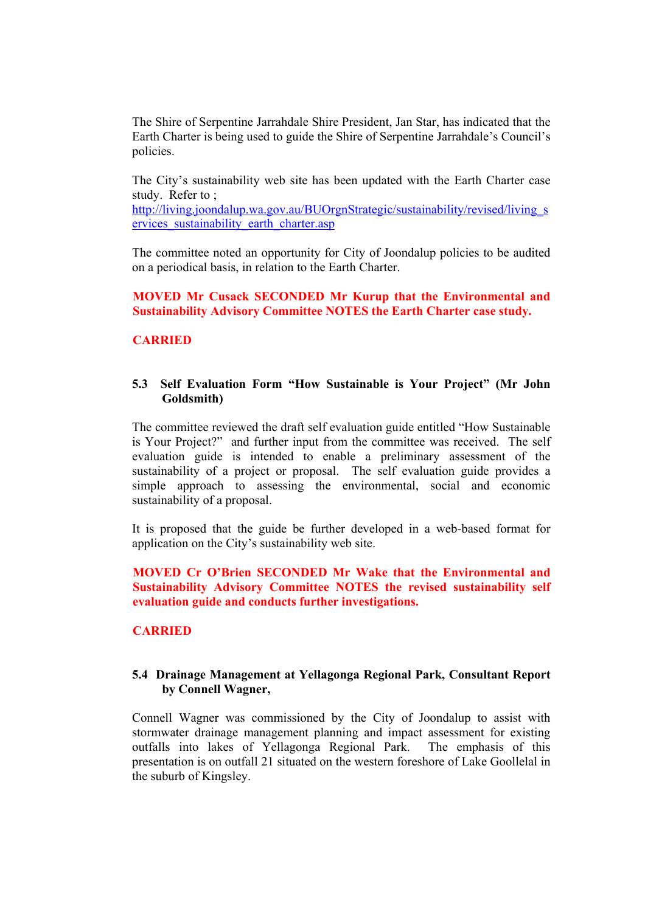The Shire of Serpentine Jarrahdale Shire President, Jan Star, has indicated that the Earth Charter is being used to guide the Shire of Serpentine Jarrahdale's Council's policies.

The City's sustainability web site has been updated with the Earth Charter case study. Refer to ;
http://living.joondalup.wa.gov.au/BUOrgnStrategic/sustainability/revised/living_services_sustainability_earth_charter.asp

The committee noted an opportunity for City of Joondalup policies to be audited on a periodical basis, in relation to the Earth Charter.

**MOVED Mr Cusack SECONDED Mr Kurup that the Environmental and Sustainability Advisory Committee NOTES the Earth Charter case study.**

**CARRIED**

### 5.3 Self Evaluation Form "How Sustainable is Your Project" (Mr John Goldsmith)

The committee reviewed the draft self evaluation guide entitled "How Sustainable is Your Project?" and further input from the committee was received. The self evaluation guide is intended to enable a preliminary assessment of the sustainability of a project or proposal. The self evaluation guide provides a simple approach to assessing the environmental, social and economic sustainability of a proposal.

It is proposed that the guide be further developed in a web-based format for application on the City's sustainability web site.

**MOVED Cr O'Brien SECONDED Mr Wake that the Environmental and Sustainability Advisory Committee NOTES the revised sustainability self evaluation guide and conducts further investigations.**

**CARRIED**

### 5.4 Drainage Management at Yellagonga Regional Park, Consultant Report by Connell Wagner,

Connell Wagner was commissioned by the City of Joondalup to assist with stormwater drainage management planning and impact assessment for existing outfalls into lakes of Yellagonga Regional Park. The emphasis of this presentation is on outfall 21 situated on the western foreshore of Lake Goollelal in the suburb of Kingsley.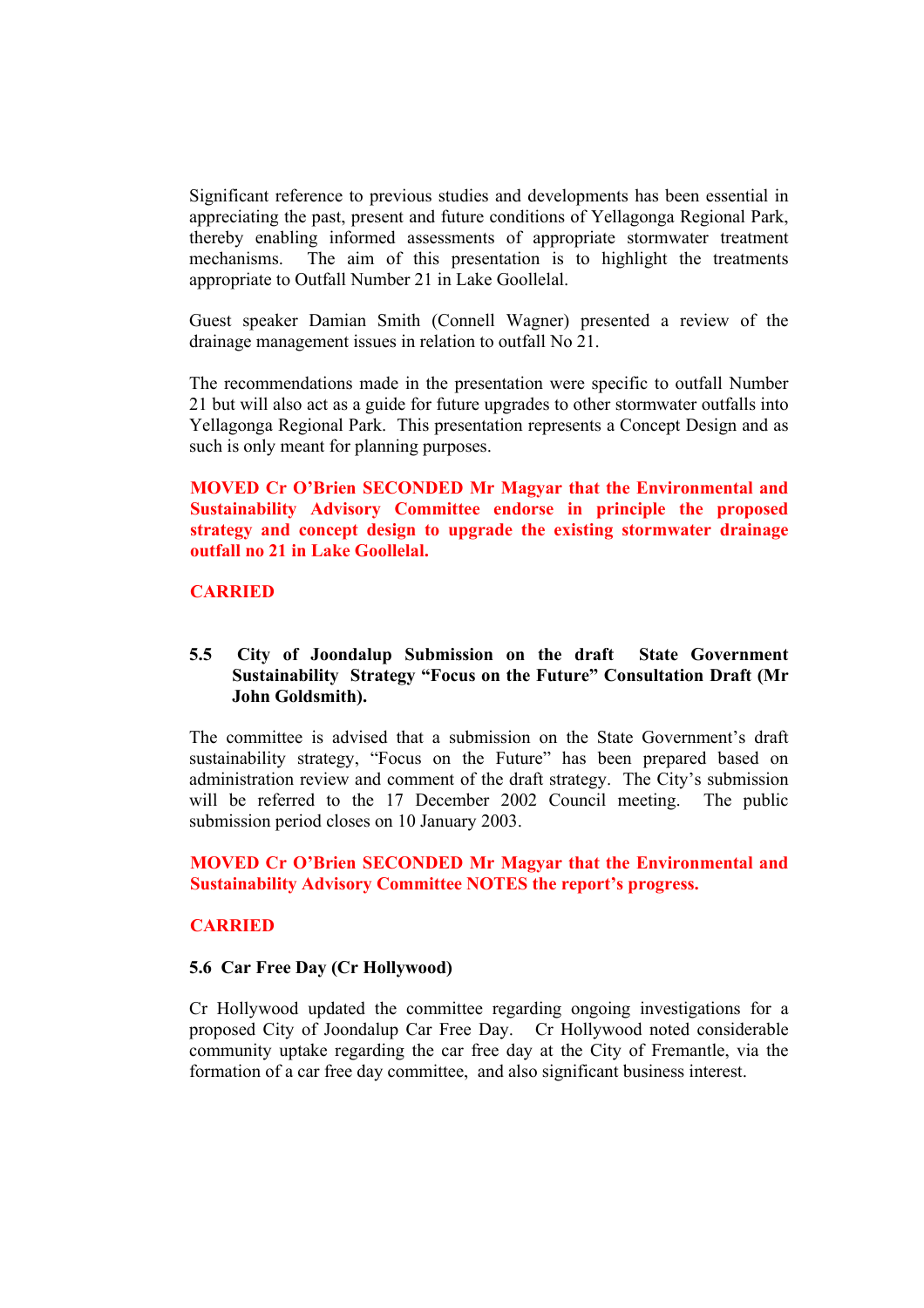Significant reference to previous studies and developments has been essential in appreciating the past, present and future conditions of Yellagonga Regional Park, thereby enabling informed assessments of appropriate stormwater treatment mechanisms. The aim of this presentation is to highlight the treatments appropriate to Outfall Number 21 in Lake Goollelal.

Guest speaker Damian Smith (Connell Wagner) presented a review of the drainage management issues in relation to outfall No 21.

The recommendations made in the presentation were specific to outfall Number 21 but will also act as a guide for future upgrades to other stormwater outfalls into Yellagonga Regional Park. This presentation represents a Concept Design and as such is only meant for planning purposes.

**MOVED Cr O'Brien SECONDED Mr Magyar that the Environmental and Sustainability Advisory Committee endorse in principle the proposed strategy and concept design to upgrade the existing stormwater drainage outfall no 21 in Lake Goollelal.**

**CARRIED**

### 5.5 City of Joondalup Submission on the draft State Government Sustainability Strategy "Focus on the Future" Consultation Draft (Mr John Goldsmith).

The committee is advised that a submission on the State Government's draft sustainability strategy, "Focus on the Future" has been prepared based on administration review and comment of the draft strategy. The City's submission will be referred to the 17 December 2002 Council meeting. The public submission period closes on 10 January 2003.

**MOVED Cr O'Brien SECONDED Mr Magyar that the Environmental and Sustainability Advisory Committee NOTES the report's progress.**

**CARRIED**

### 5.6 Car Free Day (Cr Hollywood)

Cr Hollywood updated the committee regarding ongoing investigations for a proposed City of Joondalup Car Free Day. Cr Hollywood noted considerable community uptake regarding the car free day at the City of Fremantle, via the formation of a car free day committee, and also significant business interest.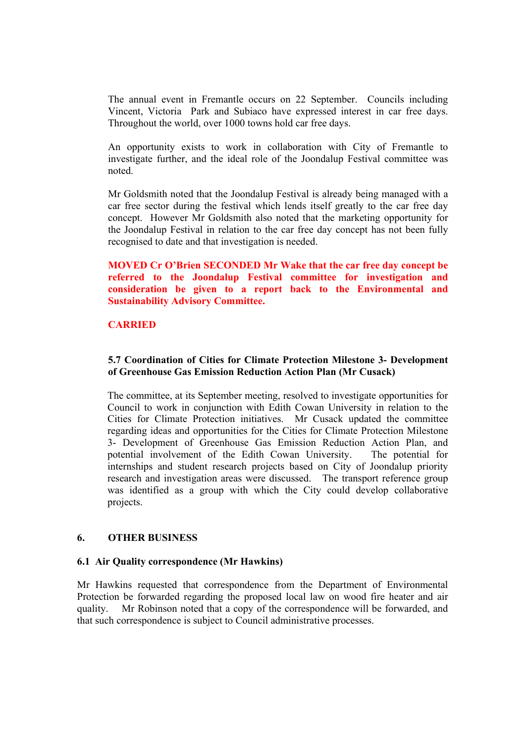The annual event in Fremantle occurs on 22 September. Councils including Vincent, Victoria Park and Subiaco have expressed interest in car free days. Throughout the world, over 1000 towns hold car free days.

An opportunity exists to work in collaboration with City of Fremantle to investigate further, and the ideal role of the Joondalup Festival committee was noted.

Mr Goldsmith noted that the Joondalup Festival is already being managed with a car free sector during the festival which lends itself greatly to the car free day concept. However Mr Goldsmith also noted that the marketing opportunity for the Joondalup Festival in relation to the car free day concept has not been fully recognised to date and that investigation is needed.

**MOVED Cr O'Brien SECONDED Mr Wake that the car free day concept be referred to the Joondalup Festival committee for investigation and consideration be given to a report back to the Environmental and Sustainability Advisory Committee.**

**CARRIED**

**5.7 Coordination of Cities for Climate Protection Milestone 3- Development of Greenhouse Gas Emission Reduction Action Plan (Mr Cusack)**

The committee, at its September meeting, resolved to investigate opportunities for Council to work in conjunction with Edith Cowan University in relation to the Cities for Climate Protection initiatives. Mr Cusack updated the committee regarding ideas and opportunities for the Cities for Climate Protection Milestone 3- Development of Greenhouse Gas Emission Reduction Action Plan, and potential involvement of the Edith Cowan University. The potential for internships and student research projects based on City of Joondalup priority research and investigation areas were discussed. The transport reference group was identified as a group with which the City could develop collaborative projects.

## 6. OTHER BUSINESS

### 6.1 Air Quality correspondence (Mr Hawkins)

Mr Hawkins requested that correspondence from the Department of Environmental Protection be forwarded regarding the proposed local law on wood fire heater and air quality. Mr Robinson noted that a copy of the correspondence will be forwarded, and that such correspondence is subject to Council administrative processes.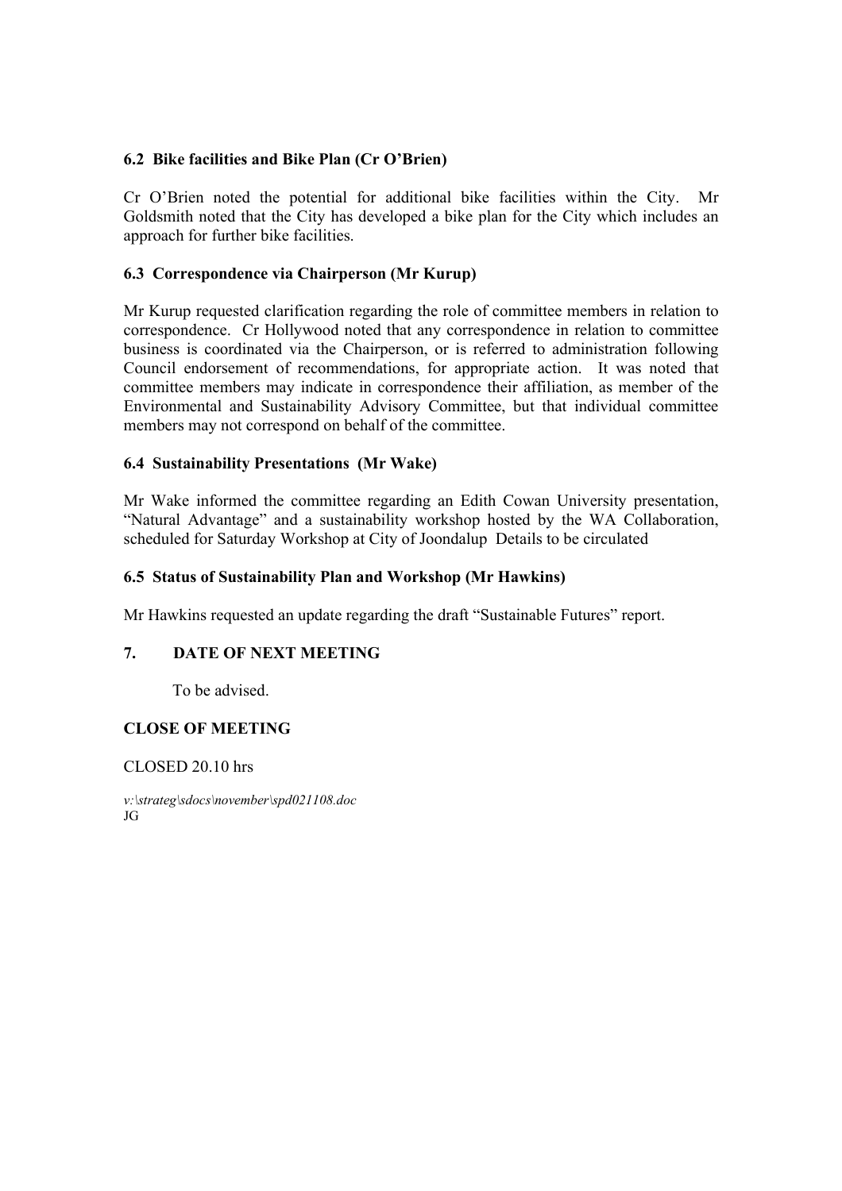### 6.2 Bike facilities and Bike Plan (Cr O'Brien)

Cr O'Brien noted the potential for additional bike facilities within the City. Mr Goldsmith noted that the City has developed a bike plan for the City which includes an approach for further bike facilities.

### 6.3 Correspondence via Chairperson (Mr Kurup)

Mr Kurup requested clarification regarding the role of committee members in relation to correspondence. Cr Hollywood noted that any correspondence in relation to committee business is coordinated via the Chairperson, or is referred to administration following Council endorsement of recommendations, for appropriate action. It was noted that committee members may indicate in correspondence their affiliation, as member of the Environmental and Sustainability Advisory Committee, but that individual committee members may not correspond on behalf of the committee.

### 6.4 Sustainability Presentations (Mr Wake)

Mr Wake informed the committee regarding an Edith Cowan University presentation, "Natural Advantage" and a sustainability workshop hosted by the WA Collaboration, scheduled for Saturday Workshop at City of Joondalup Details to be circulated

### 6.5 Status of Sustainability Plan and Workshop (Mr Hawkins)

Mr Hawkins requested an update regarding the draft "Sustainable Futures" report.

## 7. DATE OF NEXT MEETING

To be advised.

## CLOSE OF MEETING

CLOSED 20.10 hrs

*v:\strateg\sdocs\november\spd021108.doc*
JG